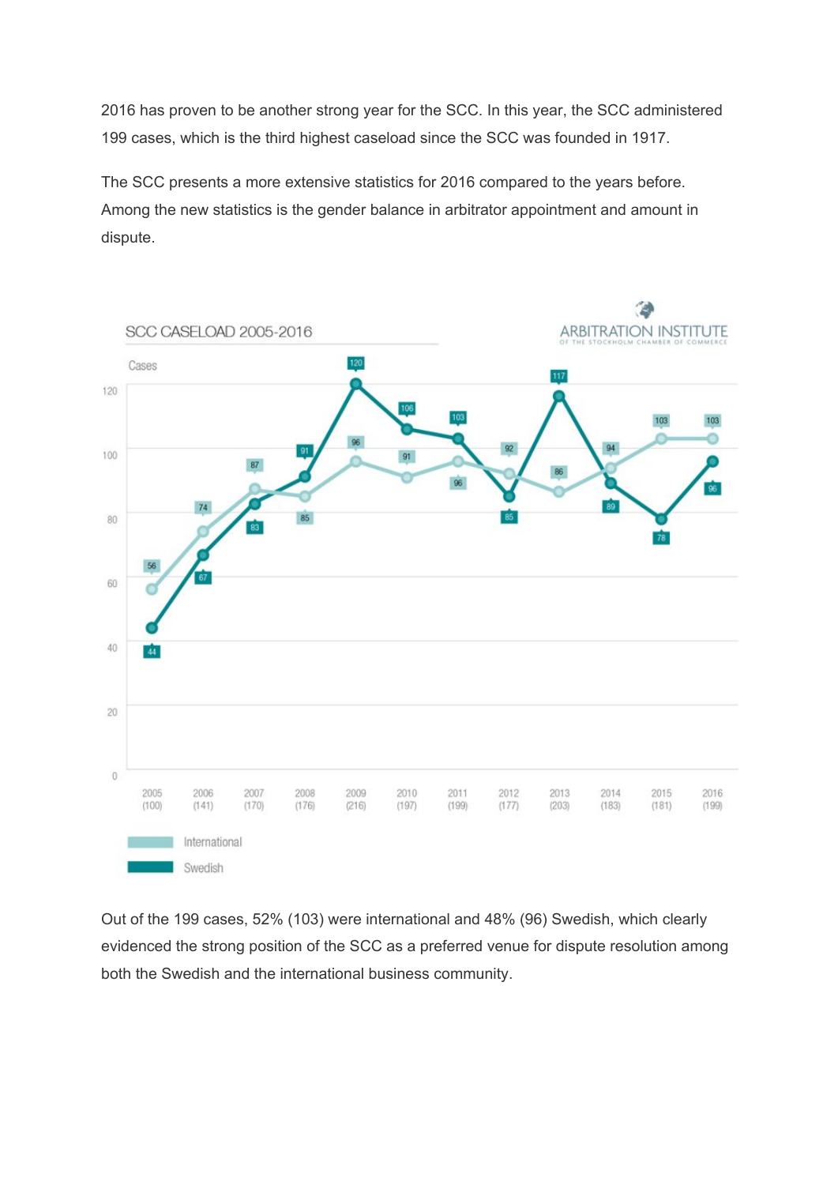2016 has proven to be another strong year for the SCC. In this year, the SCC administered 199 cases, which is the third highest caseload since the SCC was founded in 1917.

The SCC presents a more extensive statistics for 2016 compared to the years before. Among the new statistics is the gender balance in arbitrator appointment and amount in dispute.

**SCC CASELOAD 2005-2016**

ARBITRATION INSTITUTE OF THE STOCKHOLM CHAMBER OF COMMERCE

| Year (total cases) | International | Swedish |
|---|---|---|
| 2005 (100) | 56 | 44 |
| 2006 (141) | 74 | 67 |
| 2007 (170) | 87 | 83 |
| 2008 (176) | 85 | 91 |
| 2009 (216) | 96 | 120 |
| 2010 (197) | 91 | 106 |
| 2011 (199) | 96 | 103 |
| 2012 (177) | 92 | 85 |
| 2013 (203) | 86 | 117 |
| 2014 (183) | 94 | 89 |
| 2015 (181) | 103 | 78 |
| 2016 (199) | 103 | 96 |

Out of the 199 cases, 52% (103) were international and 48% (96) Swedish, which clearly evidenced the strong position of the SCC as a preferred venue for dispute resolution among both the Swedish and the international business community.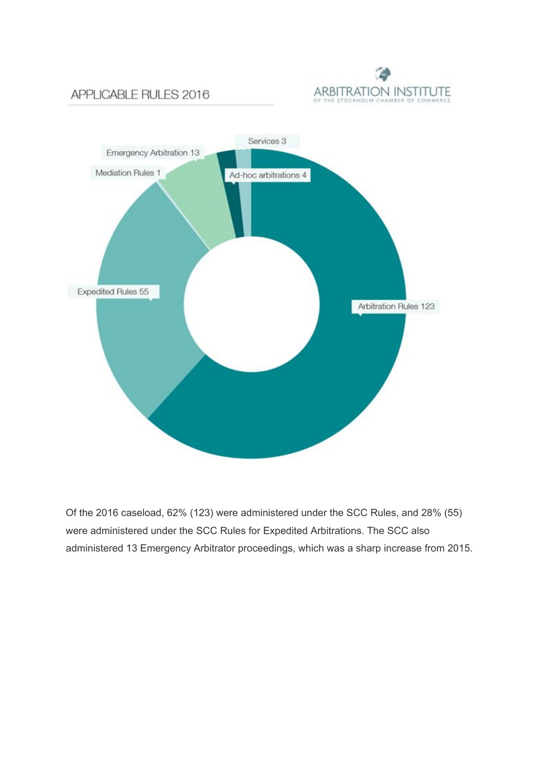## APPLICABLE RULES 2016

ARBITRATION INSTITUTE OF THE STOCKHOLM CHAMBER OF COMMERCE

| Applicable Rules | Cases |
|---|---|
| Arbitration Rules | 123 |
| Expedited Rules | 55 |
| Mediation Rules | 1 |
| Emergency Arbitration | 13 |
| Ad-hoc arbitrations | 4 |
| Services | 3 |

Of the 2016 caseload, 62% (123) were administered under the SCC Rules, and 28% (55) were administered under the SCC Rules for Expedited Arbitrations. The SCC also administered 13 Emergency Arbitrator proceedings, which was a sharp increase from 2015.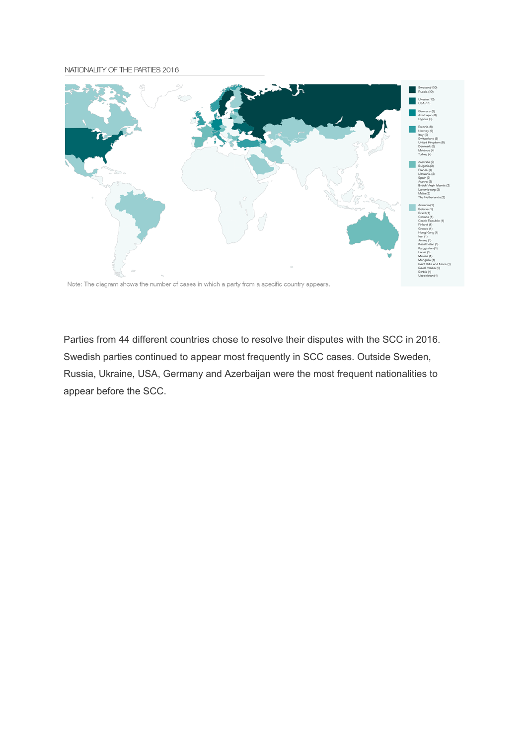NATIONALITY OF THE PARTIES 2016

Sweden (130)
Russia (30)

Ukraine (12)
USA (11)

Germany (9)
Azerbaijan (9)
Cyprus (8)

Estonia (6)
Norway (6)
Italy (5)
Switzerland (5)
United Kingdom (5)
Denmark (5)
Moldova (4)
Turkey (4)

Australia (3)
Bulgaria (3)
France (3)
Lithuania (3)
Spain (3)
Austria (2)
British Virgin Islands (2)
Luxembourg (2)
Malta (2)
The Netherlands (2)

Armenia (1)
Belarus (1)
Brazil (1)
Canada (1)
Czech Republic (1)
Finland (1)
Greece (1)
Hong Kong (1)
Iran (1)
Jersey (1)
Kazakhstan (1)
Kyrgyzstan (1)
Latvia (1)
Mexico (1)
Mongolia (1)
Saint Kitts and Nevis (1)
Saudi Arabia (1)
Serbia (1)
Uzbekistan (1)

Note: The diagram shows the number of cases in which a party from a specific country appears.

Parties from 44 different countries chose to resolve their disputes with the SCC in 2016. Swedish parties continued to appear most frequently in SCC cases. Outside Sweden, Russia, Ukraine, USA, Germany and Azerbaijan were the most frequent nationalities to appear before the SCC.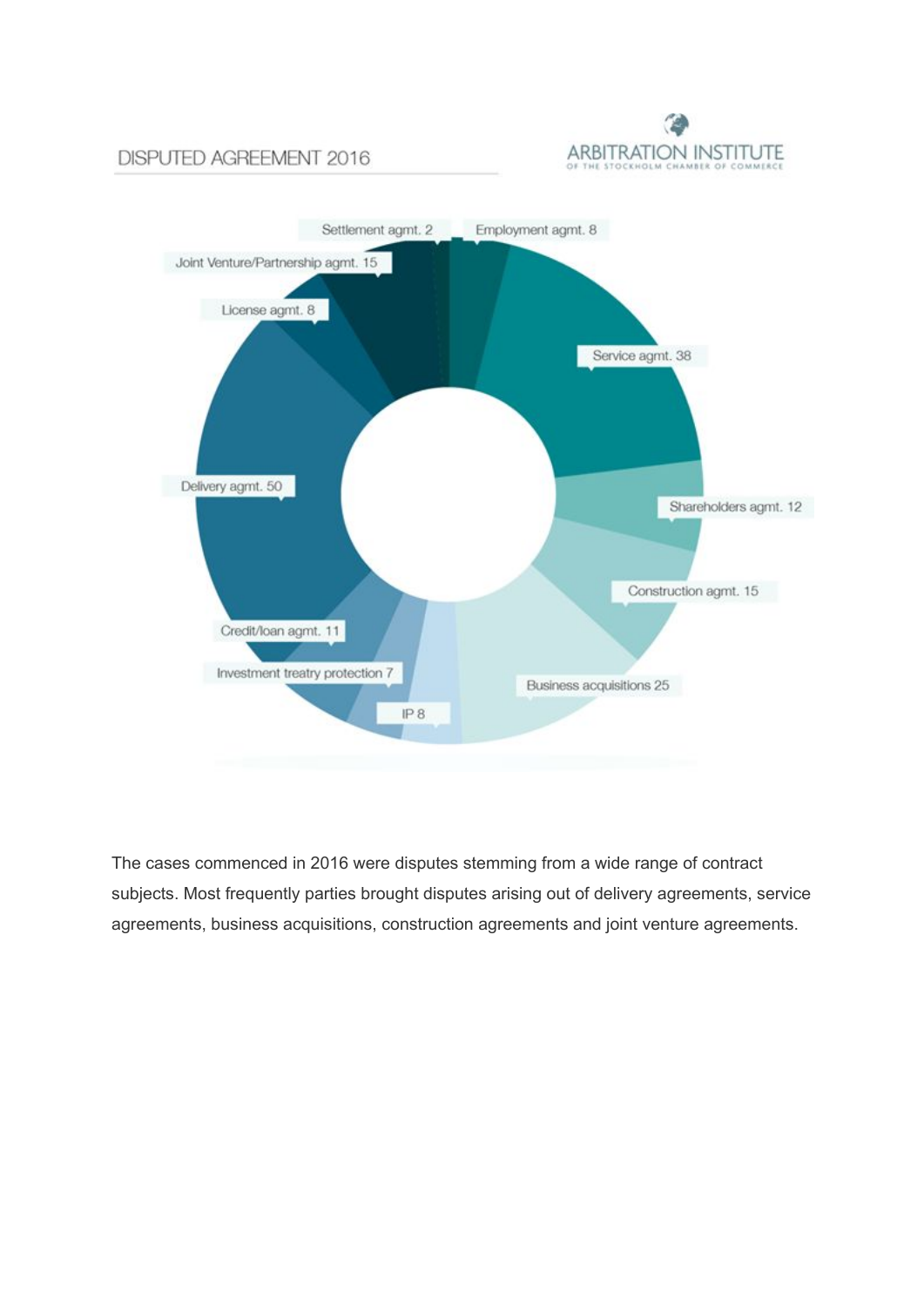## DISPUTED AGREEMENT 2016

ARBITRATION INSTITUTE OF THE STOCKHOLM CHAMBER OF COMMERCE

| Disputed agreement | Number |
| --- | --- |
| Settlement agmt. | 2 |
| Employment agmt. | 8 |
| Joint Venture/Partnership agmt. | 15 |
| License agmt. | 8 |
| Service agmt. | 38 |
| Delivery agmt. | 50 |
| Shareholders agmt. | 12 |
| Construction agmt. | 15 |
| Credit/loan agmt. | 11 |
| Investment treaty protection | 7 |
| IP | 8 |
| Business acquisitions | 25 |

The cases commenced in 2016 were disputes stemming from a wide range of contract subjects. Most frequently parties brought disputes arising out of delivery agreements, service agreements, business acquisitions, construction agreements and joint venture agreements.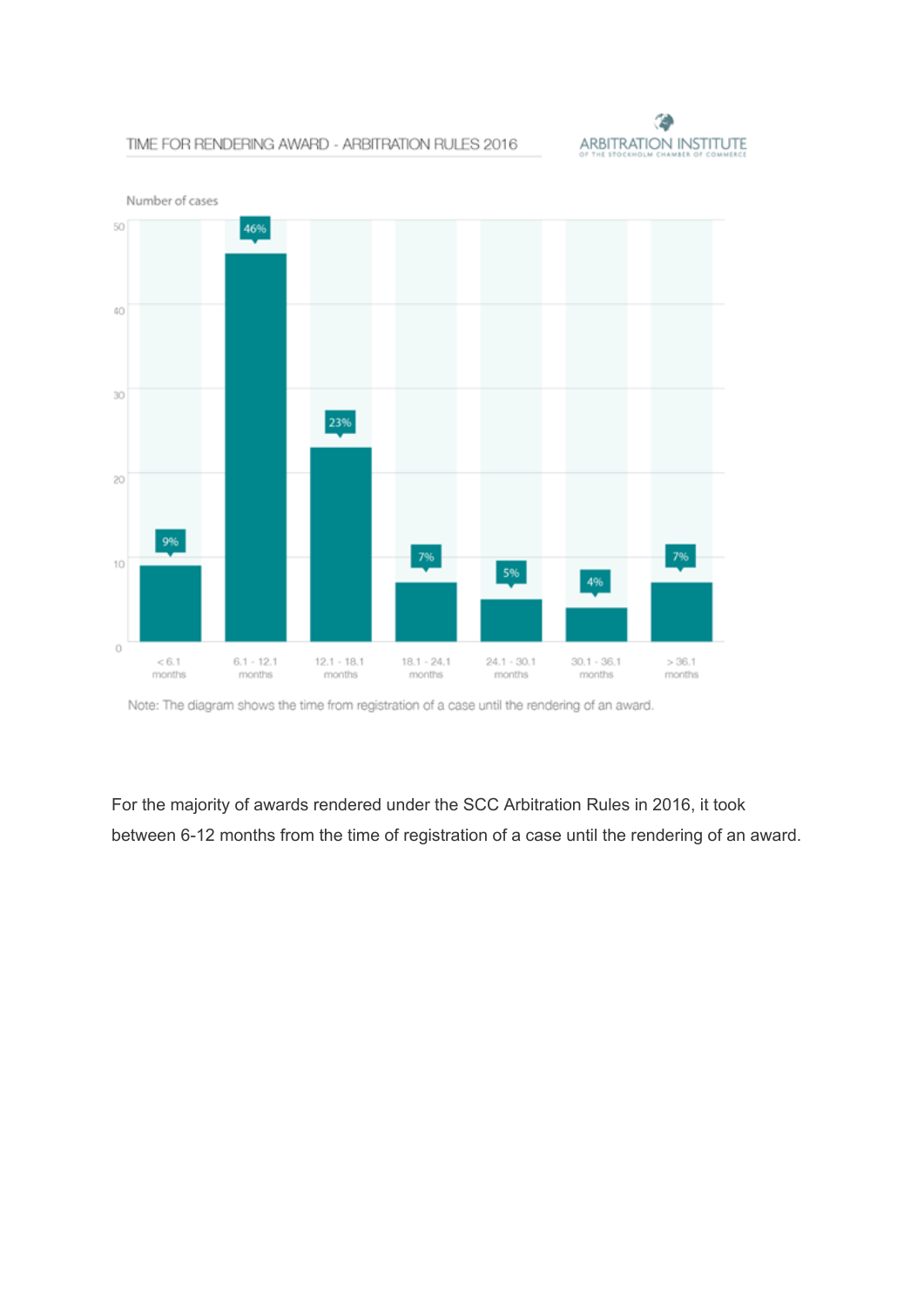TIME FOR RENDERING AWARD - ARBITRATION RULES 2016

ARBITRATION INSTITUTE OF THE STOCKHOLM CHAMBER OF COMMERCE

Number of cases

| Time | Percentage |
| --- | --- |
| < 6.1 months | 9% |
| 6.1 - 12.1 months | 46% |
| 12.1 - 18.1 months | 23% |
| 18.1 - 24.1 months | 7% |
| 24.1 - 30.1 months | 5% |
| 30.1 - 36.1 months | 4% |
| > 36.1 months | 7% |

Note: The diagram shows the time from registration of a case until the rendering of an award.

For the majority of awards rendered under the SCC Arbitration Rules in 2016, it took between 6-12 months from the time of registration of a case until the rendering of an award.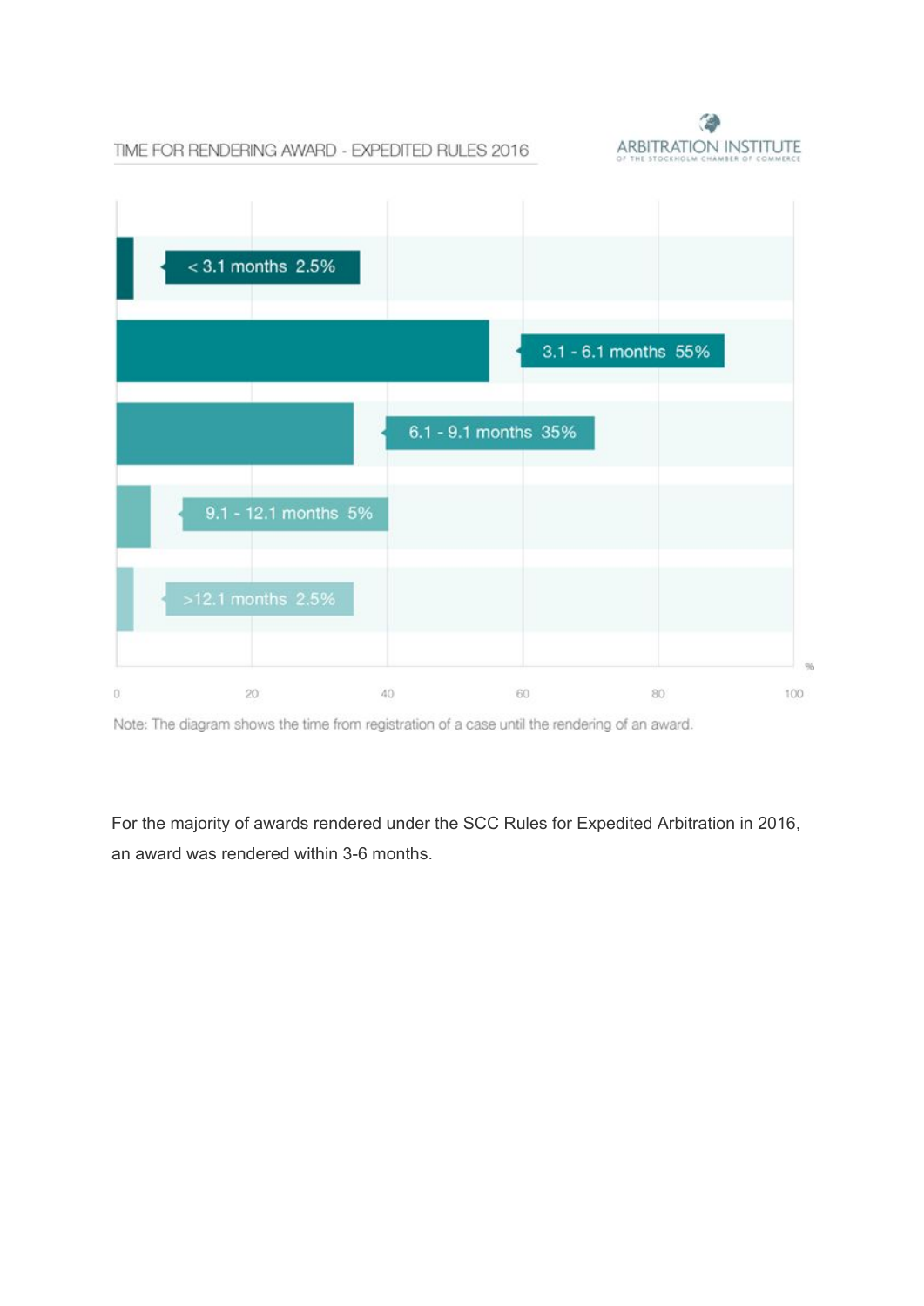TIME FOR RENDERING AWARD - EXPEDITED RULES 2016

ARBITRATION INSTITUTE
OF THE STOCKHOLM CHAMBER OF COMMERCE

| Time | % |
|---|---|
| < 3.1 months | 2.5% |
| 3.1 - 6.1 months | 55% |
| 6.1 - 9.1 months | 35% |
| 9.1 - 12.1 months | 5% |
| >12.1 months | 2.5% |

Note: The diagram shows the time from registration of a case until the rendering of an award.

For the majority of awards rendered under the SCC Rules for Expedited Arbitration in 2016, an award was rendered within 3-6 months.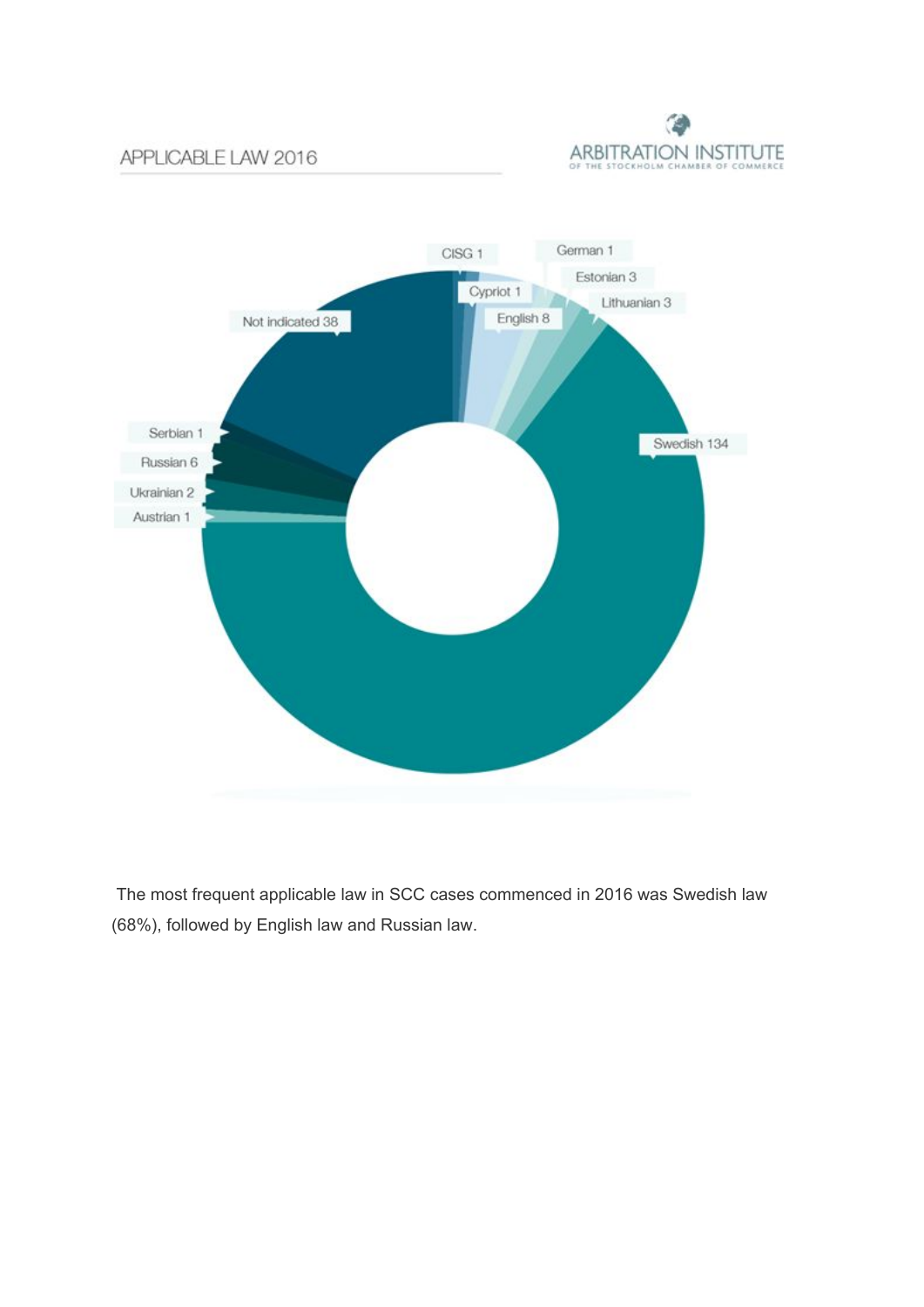APPLICABLE LAW 2016

ARBITRATION INSTITUTE OF THE STOCKHOLM CHAMBER OF COMMERCE

CISG 1

German 1

Cypriot 1

Estonian 3

Lithuanian 3

English 8

Not indicated 38

Swedish 134

Serbian 1

Russian 6

Ukrainian 2

Austrian 1

The most frequent applicable law in SCC cases commenced in 2016 was Swedish law (68%), followed by English law and Russian law.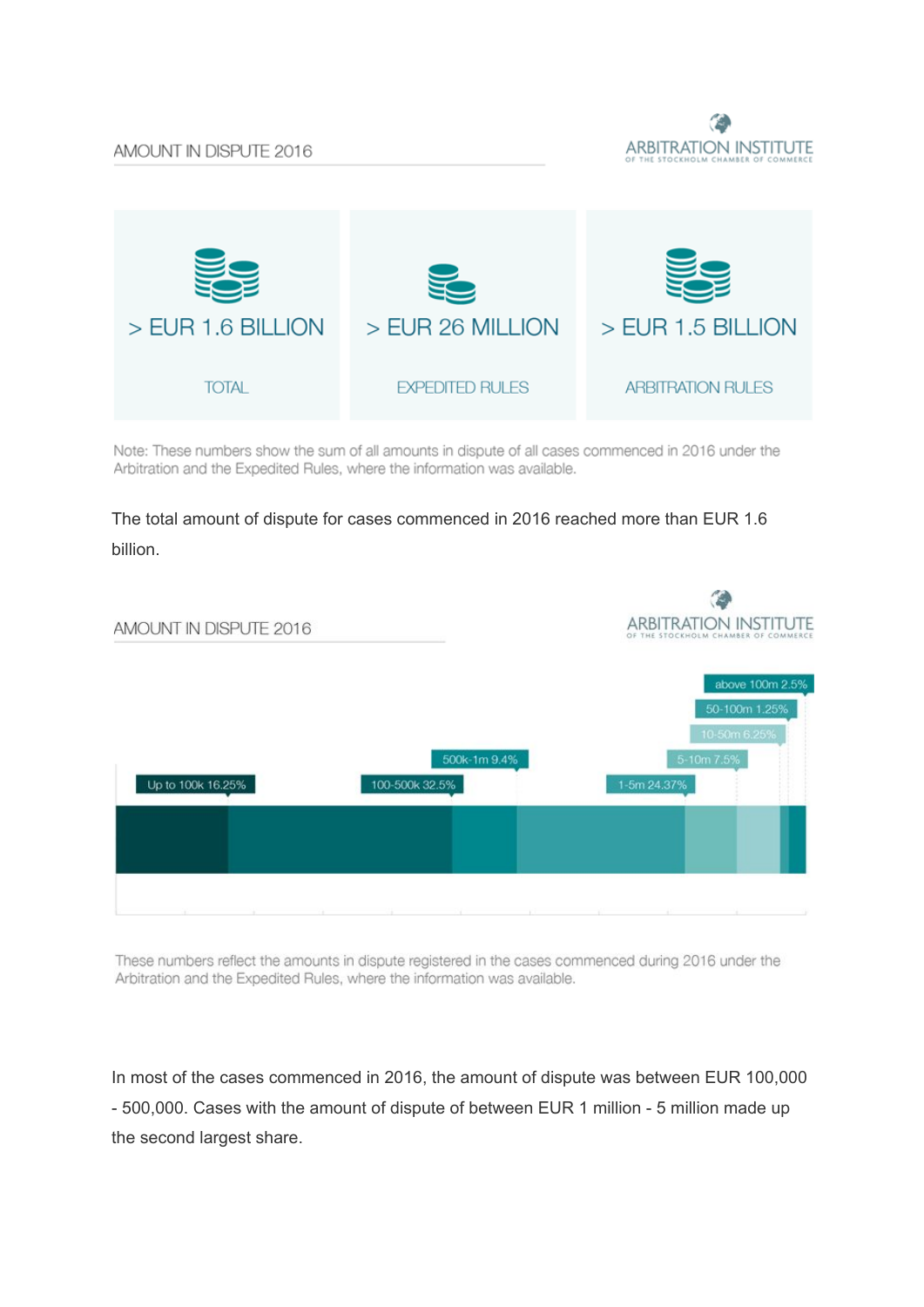## AMOUNT IN DISPUTE 2016

ARBITRATION INSTITUTE OF THE STOCKHOLM CHAMBER OF COMMERCE

| > EUR 1.6 BILLION | > EUR 26 MILLION | > EUR 1.5 BILLION |
| --- | --- | --- |
| TOTAL | EXPEDITED RULES | ARBITRATION RULES |

Note: These numbers show the sum of all amounts in dispute of all cases commenced in 2016 under the Arbitration and the Expedited Rules, where the information was available.

The total amount of dispute for cases commenced in 2016 reached more than EUR 1.6 billion.

## AMOUNT IN DISPUTE 2016

ARBITRATION INSTITUTE OF THE STOCKHOLM CHAMBER OF COMMERCE

- Up to 100k 16.25%
- 100-500k 32.5%
- 500k-1m 9.4%
- 1-5m 24.37%
- 5-10m 7.5%
- 10-50m 6.25%
- 50-100m 1.25%
- above 100m 2.5%

These numbers reflect the amounts in dispute registered in the cases commenced during 2016 under the Arbitration and the Expedited Rules, where the information was available.

In most of the cases commenced in 2016, the amount of dispute was between EUR 100,000 - 500,000. Cases with the amount of dispute of between EUR 1 million - 5 million made up the second largest share.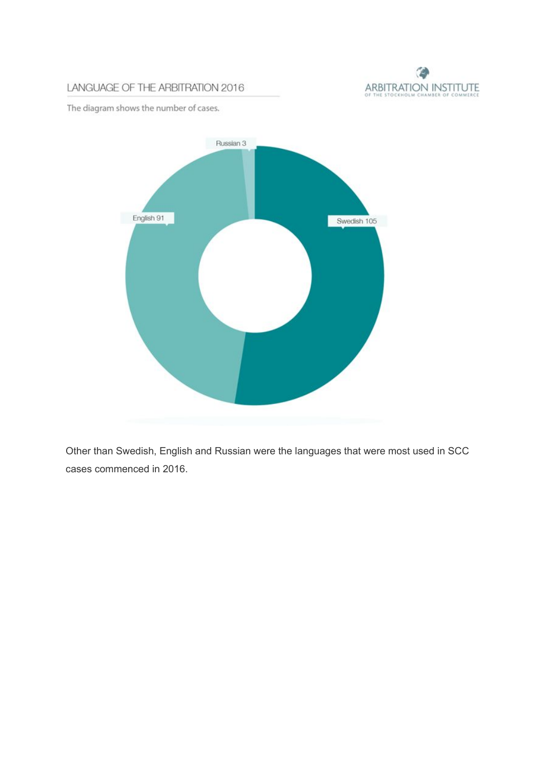## LANGUAGE OF THE ARBITRATION 2016

ARBITRATION INSTITUTE OF THE STOCKHOLM CHAMBER OF COMMERCE

The diagram shows the number of cases.

Russian 3

English 91

Swedish 105

Other than Swedish, English and Russian were the languages that were most used in SCC cases commenced in 2016.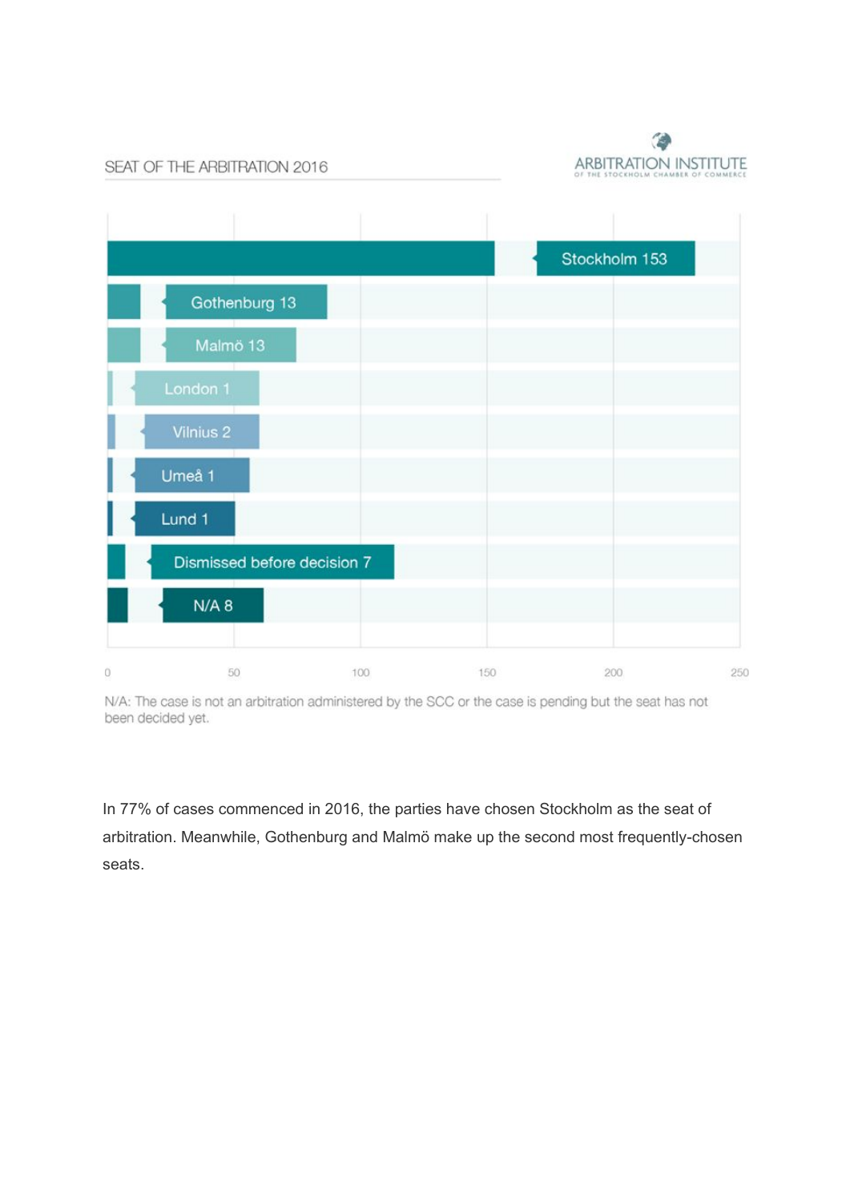SEAT OF THE ARBITRATION 2016

ARBITRATION INSTITUTE
OF THE STOCKHOLM CHAMBER OF COMMERCE

| Seat | Number of cases |
|---|---|
| Stockholm | 153 |
| Gothenburg | 13 |
| Malmö | 13 |
| London | 1 |
| Vilnius | 2 |
| Umeå | 1 |
| Lund | 1 |
| Dismissed before decision | 7 |
| N/A | 8 |

N/A: The case is not an arbitration administered by the SCC or the case is pending but the seat has not been decided yet.

In 77% of cases commenced in 2016, the parties have chosen Stockholm as the seat of arbitration. Meanwhile, Gothenburg and Malmö make up the second most frequently-chosen seats.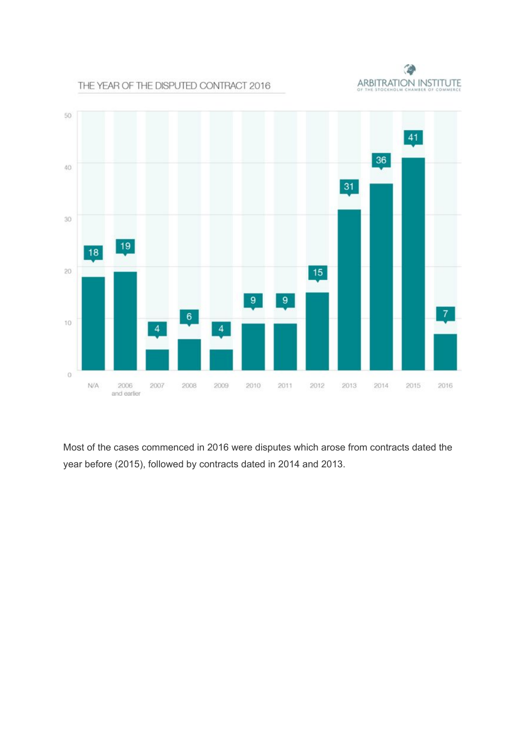## THE YEAR OF THE DISPUTED CONTRACT 2016

| Year | Cases |
|---|---|
| N/A | 18 |
| 2006 and earlier | 19 |
| 2007 | 4 |
| 2008 | 6 |
| 2009 | 4 |
| 2010 | 9 |
| 2011 | 9 |
| 2012 | 15 |
| 2013 | 31 |
| 2014 | 36 |
| 2015 | 41 |
| 2016 | 7 |

Most of the cases commenced in 2016 were disputes which arose from contracts dated the year before (2015), followed by contracts dated in 2014 and 2013.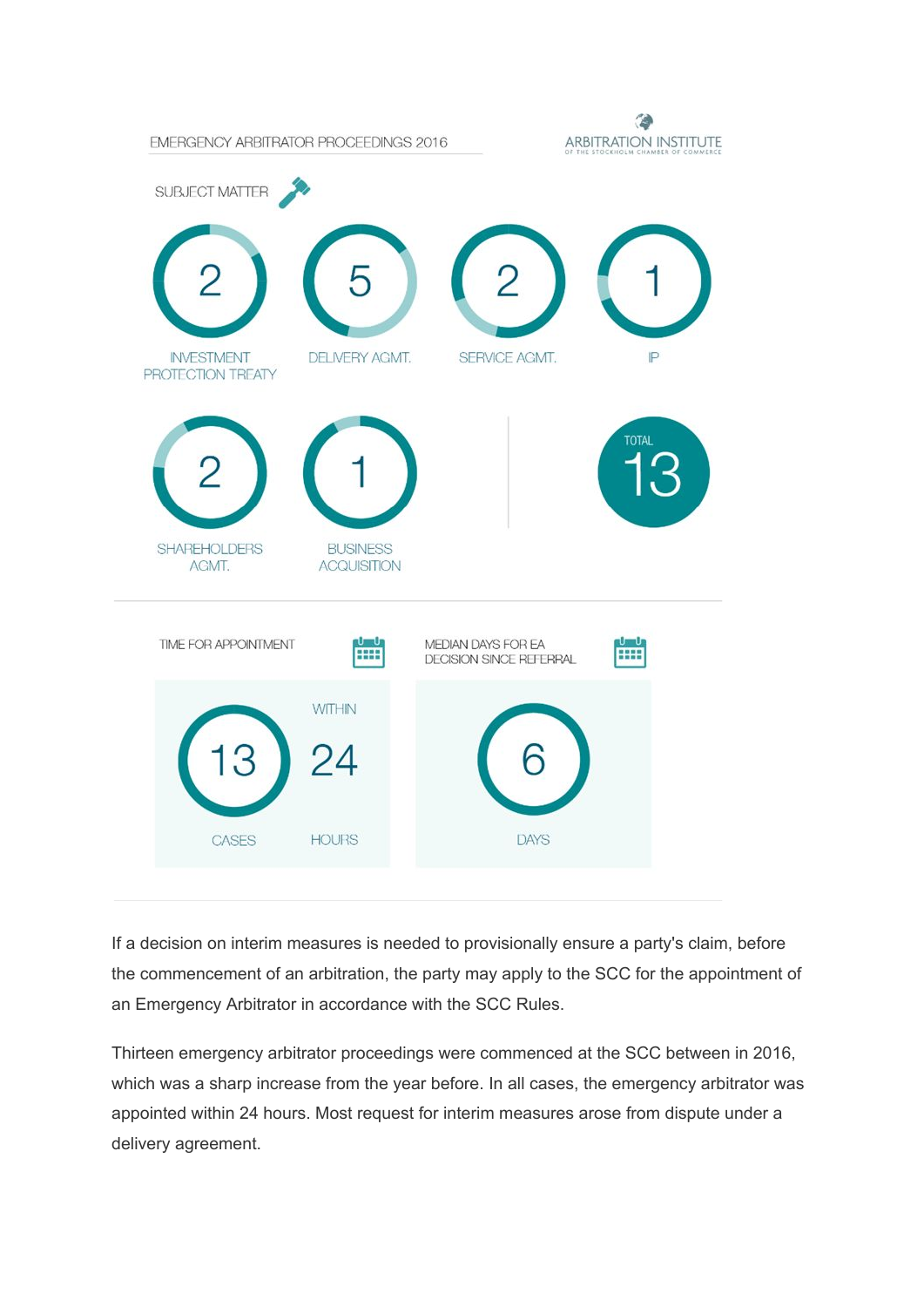EMERGENCY ARBITRATOR PROCEEDINGS 2016

ARBITRATION INSTITUTE OF THE STOCKHOLM CHAMBER OF COMMERCE

SUBJECT MATTER

| Subject matter | Number |
| --- | --- |
| Investment Protection Treaty | 2 |
| Delivery Agmt. | 5 |
| Service Agmt. | 2 |
| IP | 1 |
| Shareholders Agmt. | 2 |
| Business Acquisition | 1 |
| Total | 13 |

TIME FOR APPOINTMENT

13 CASES WITHIN 24 HOURS

MEDIAN DAYS FOR EA DECISION SINCE REFERRAL

6 DAYS

If a decision on interim measures is needed to provisionally ensure a party's claim, before the commencement of an arbitration, the party may apply to the SCC for the appointment of an Emergency Arbitrator in accordance with the SCC Rules.

Thirteen emergency arbitrator proceedings were commenced at the SCC between in 2016, which was a sharp increase from the year before. In all cases, the emergency arbitrator was appointed within 24 hours. Most request for interim measures arose from dispute under a delivery agreement.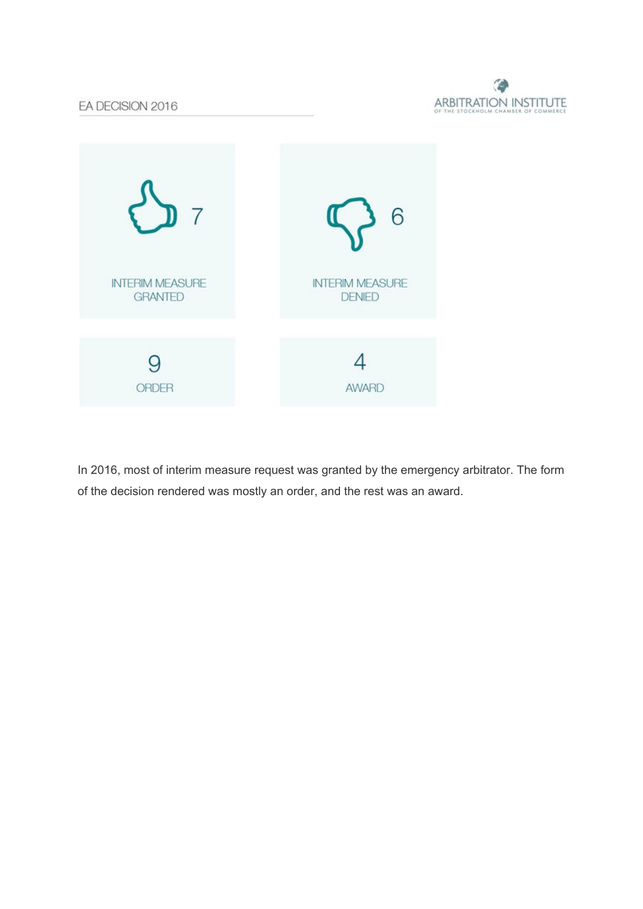EA DECISION 2016

ARBITRATION INSTITUTE OF THE STOCKHOLM CHAMBER OF COMMERCE

| 7 | 6 |
| --- | --- |
| INTERIM MEASURE GRANTED | INTERIM MEASURE DENIED |

| 9 | 4 |
| --- | --- |
| ORDER | AWARD |

In 2016, most of interim measure request was granted by the emergency arbitrator. The form of the decision rendered was mostly an order, and the rest was an award.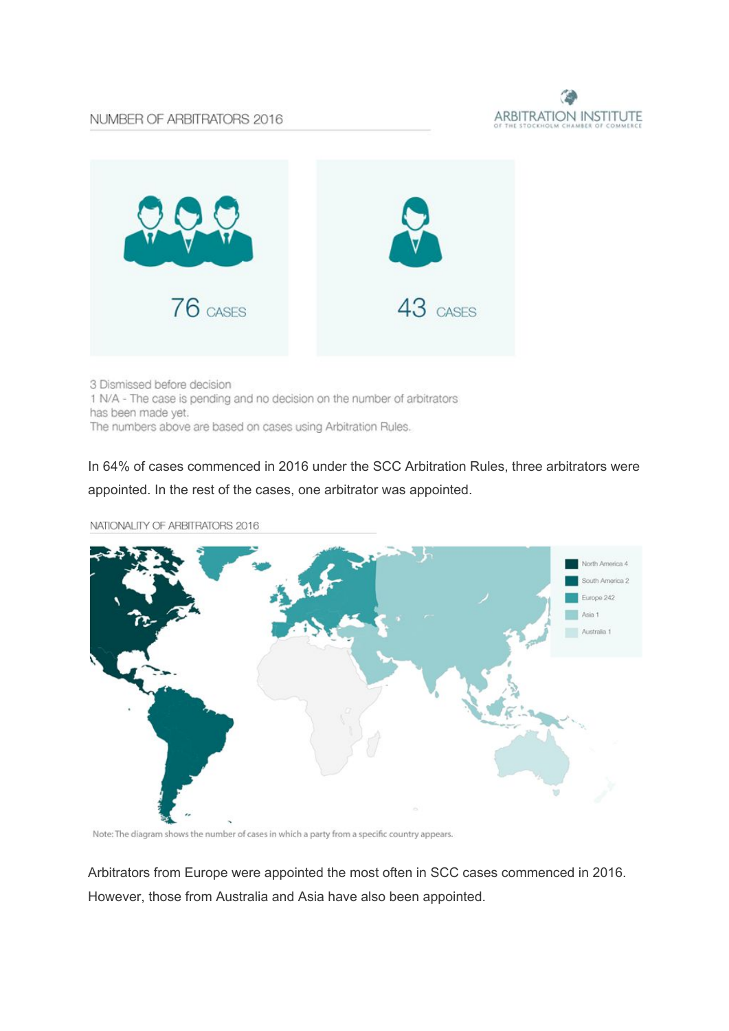## NUMBER OF ARBITRATORS 2016

76 CASES

43 CASES

3 Dismissed before decision
1 N/A - The case is pending and no decision on the number of arbitrators has been made yet.
The numbers above are based on cases using Arbitration Rules.

In 64% of cases commenced in 2016 under the SCC Arbitration Rules, three arbitrators were appointed. In the rest of the cases, one arbitrator was appointed.

## NATIONALITY OF ARBITRATORS 2016

North America 4
South America 2
Europe 242
Asia 1
Australia 1

Note: The diagram shows the number of cases in which a party from a specific country appears.

Arbitrators from Europe were appointed the most often in SCC cases commenced in 2016. However, those from Australia and Asia have also been appointed.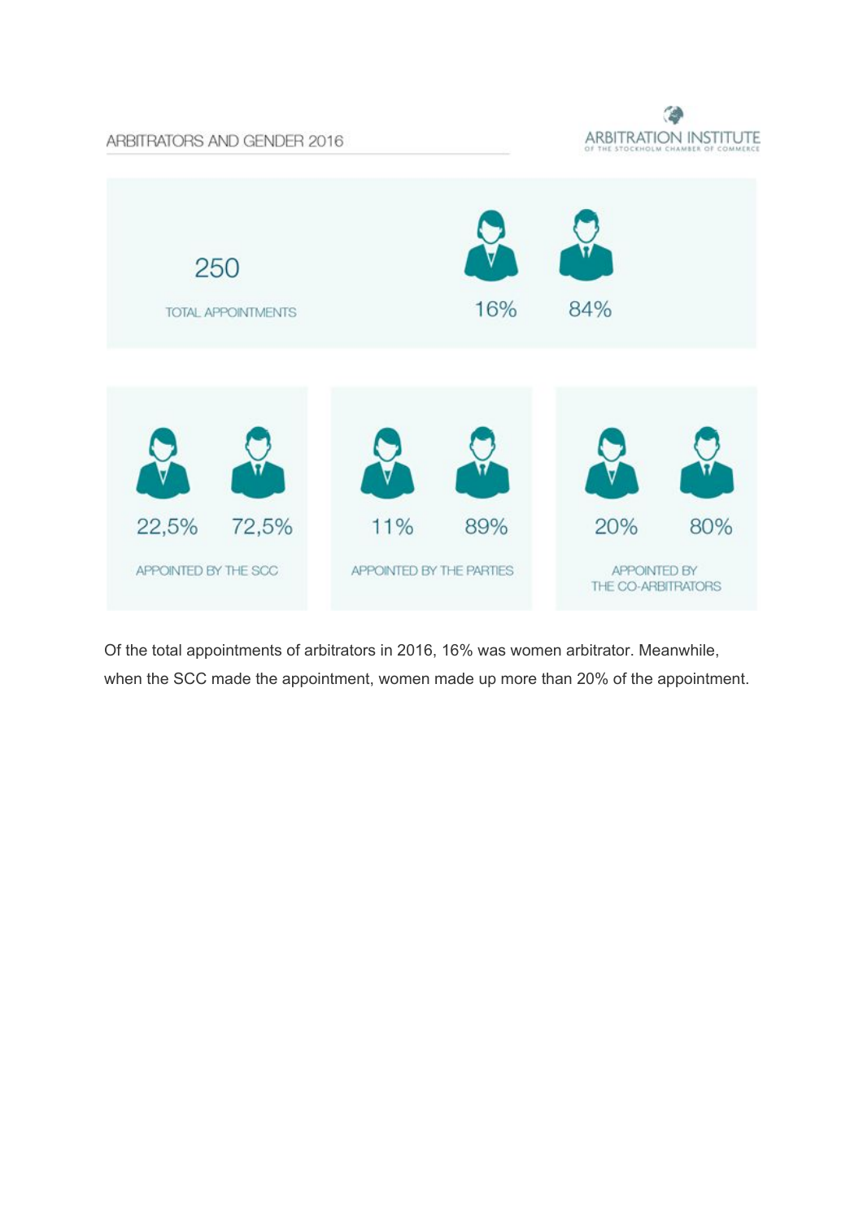ARBITRATORS AND GENDER 2016

ARBITRATION INSTITUTE
OF THE STOCKHOLM CHAMBER OF COMMERCE

250

TOTAL APPOINTMENTS

| | Women | Men |
|---|---|---|
| Total appointments (250) | 16% | 84% |
| Appointed by the SCC | 22,5% | 72,5% |
| Appointed by the parties | 11% | 89% |
| Appointed by the co-arbitrators | 20% | 80% |

Of the total appointments of arbitrators in 2016, 16% was women arbitrator. Meanwhile, when the SCC made the appointment, women made up more than 20% of the appointment.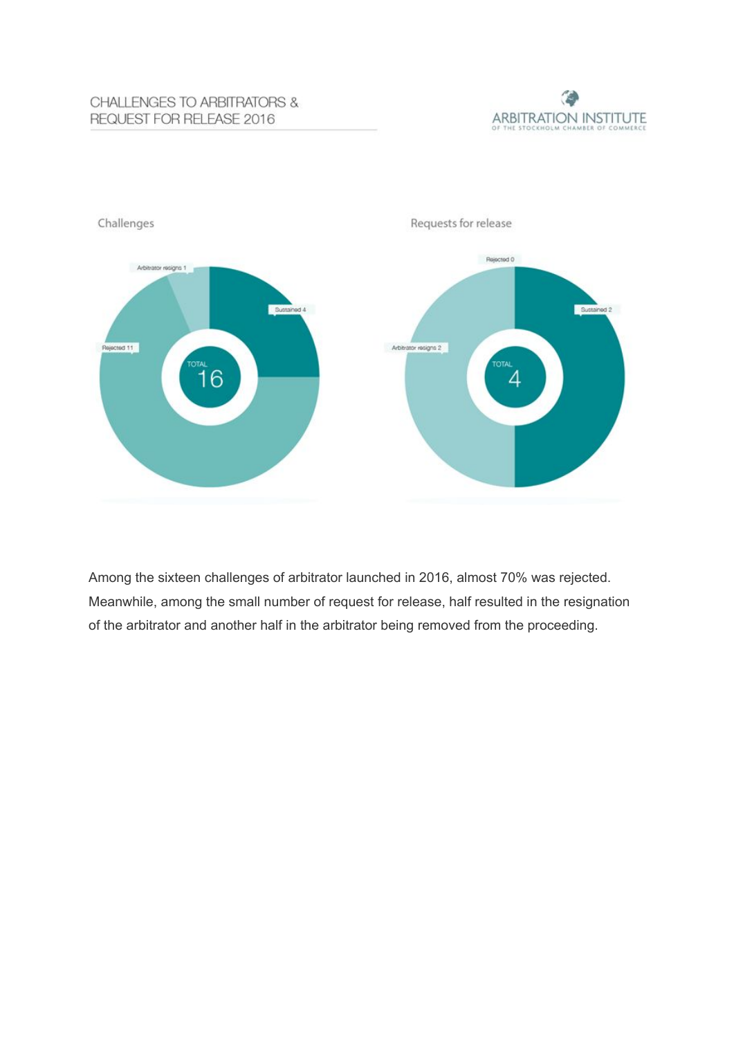# CHALLENGES TO ARBITRATORS & REQUEST FOR RELEASE 2016

ARBITRATION INSTITUTE
OF THE STOCKHOLM CHAMBER OF COMMERCE

Challenges

Arbitrator resigns 1

Sustained 4

Rejected 11

TOTAL
16

Requests for release

Rejected 0

Sustained 2

Arbitrator resigns 2

TOTAL
4

Among the sixteen challenges of arbitrator launched in 2016, almost 70% was rejected. Meanwhile, among the small number of request for release, half resulted in the resignation of the arbitrator and another half in the arbitrator being removed from the proceeding.